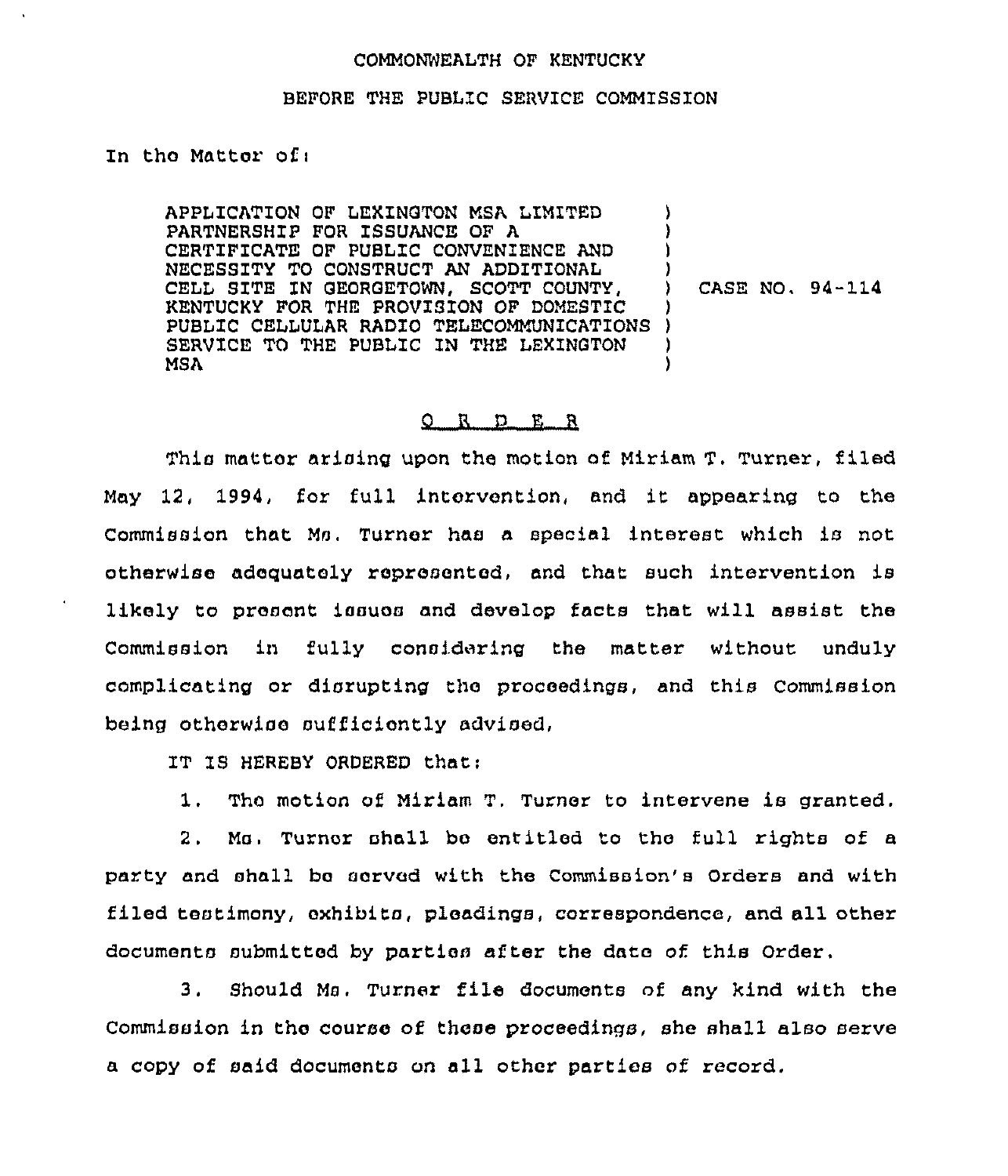COMMONWEALTH OF KENTUCKY

BEFORE THE PUBLIC SERVICE COMMISSION

In the Matter of:

APPLICATION OF LEXINGTON MSA LIMITED PARTNERSHIP FOR ISSUANCE OF A CERTIFICATE OF PUBLIC CONVENIENCE AND NECESSITY TO CONSTRUCT AN ADDITIONAL CELL SITE IN GEORGETOWN, SCOTT COUNTY, KENTUCKY FOR THE PROVISION OF DOMESTIC PUBLIC CELLULAR RADIO TELECOMMUNICATIONS SERVICE TO THE PUBLIC IN THE LEXINGTON MSA ) CASE NO. 94-114

O R D E R

This matter arising upon the motion of Miriam T. Turner, filed May 12, 1994, for full intervention, and it appearing to the Commission that Ms. Turner has a special interest which is not otherwise adequately represented, and that such intervention is likely to present issues and develop facts that will assist the Commission in fully considering the matter without unduly complicating or disrupting the proceedings, and this Commission being otherwise sufficiently advised,

IT IS HEREBY ORDERED that:

1. The motion of Miriam T. Turner to intervene is granted.

2. Ms. Turner shall be entitled to the full rights of a party and shall be served with the Commission's Orders and with filed testimony, exhibits, pleadings, correspondence, and all other documents submitted by parties after the date of this Order.

3. Should Ms. Turner file documents of any kind with the Commission in the course of these proceedings, she shall also serve a copy of said documents on all other parties of record.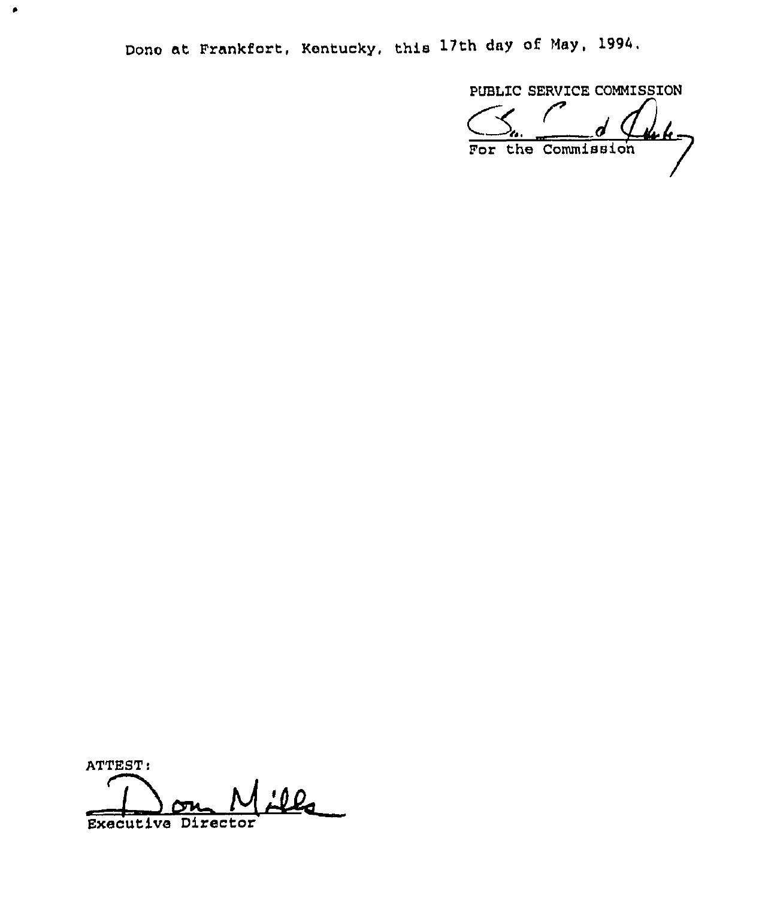Dono at Frankfort, Kentucky, this 17th day of May, 1994.

PUBLIC SERVICE COMMISSION

For the Commission

ATTEST:

Executive Director